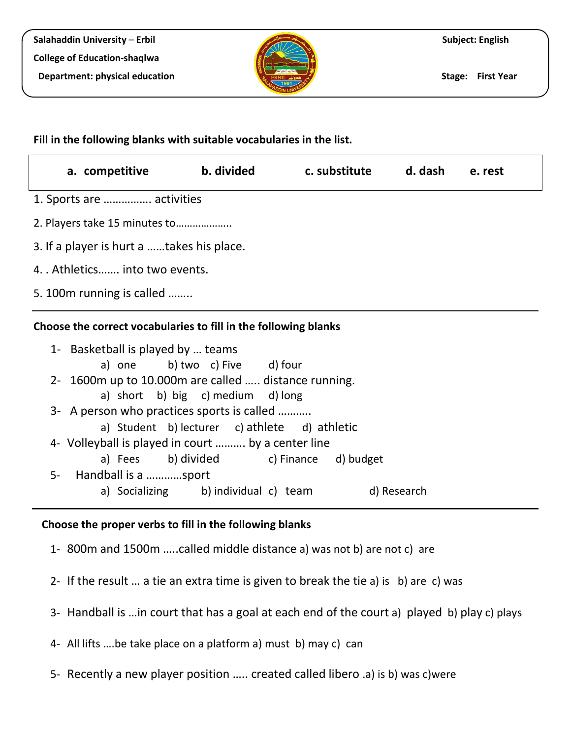| Salahaddin University – Erbil | Subject: English |
|---|---|
| College of Education-shaqlwa | |
| Department: physical education | Stage: First Year |

**Fill in the following blanks with suitable vocabularies in the list.**

| a. competitive | b. divided | c. substitute | d. dash | e. rest |
|---|---|---|---|---|

1. Sports are ……………. activities
2. Players take 15 minutes to……………….
3. If a player is hurt a ……takes his place.
4. . Athletics……. into two events.
5. 100m running is called ……..

---

**Choose the correct vocabularies to fill in the following blanks**

1- Basketball is played by … teams
   a) one  b) two  c) Five  d) four
2- 1600m up to 10.000m are called ….. distance running.
   a) short  b) big  c) medium  d) long
3- A person who practices sports is called ………..
   a) Student  b) lecturer  c) athlete  d) athletic
4- Volleyball is played in court ………. by a center line
   a) Fees  b) divided  c) Finance  d) budget
5- Handball is a …………sport
   a) Socializing  b) individual  c) team  d) Research

---

**Choose the proper verbs to fill in the following blanks**

1- 800m and 1500m …..called middle distance a) was not b) are not c) are
2- If the result … a tie an extra time is given to break the tie a) is b) are c) was
3- Handball is …in court that has a goal at each end of the court a) played b) play c) plays
4- All lifts ….be take place on a platform a) must b) may c) can
5- Recently a new player position ….. created called libero .a) is b) was c)were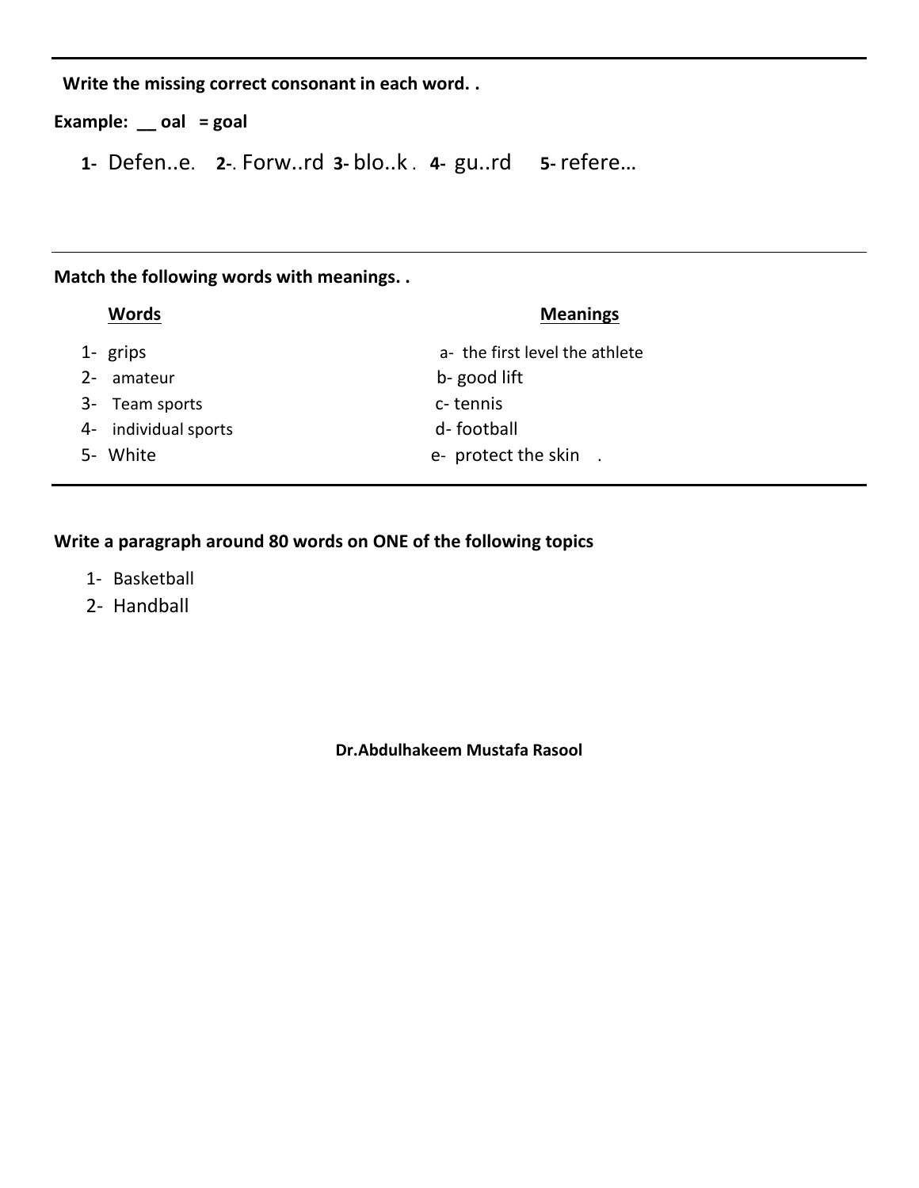**Write the missing correct consonant in each word. .**

**Example: __ oal = goal**

**1-** Defen..e. **2-**. Forw..rd **3-** blo..k . **4-** gu..rd **5-** refere…

**Match the following words with meanings. .**

| Words | Meanings |
|---|---|
| 1- grips | a- the first level the athlete |
| 2- amateur | b- good lift |
| 3- Team sports | c- tennis |
| 4- individual sports | d- football |
| 5- White | e- protect the skin . |

**Write a paragraph around 80 words on ONE of the following topics**

1- Basketball
2- Handball

**Dr.Abdulhakeem Mustafa Rasool**